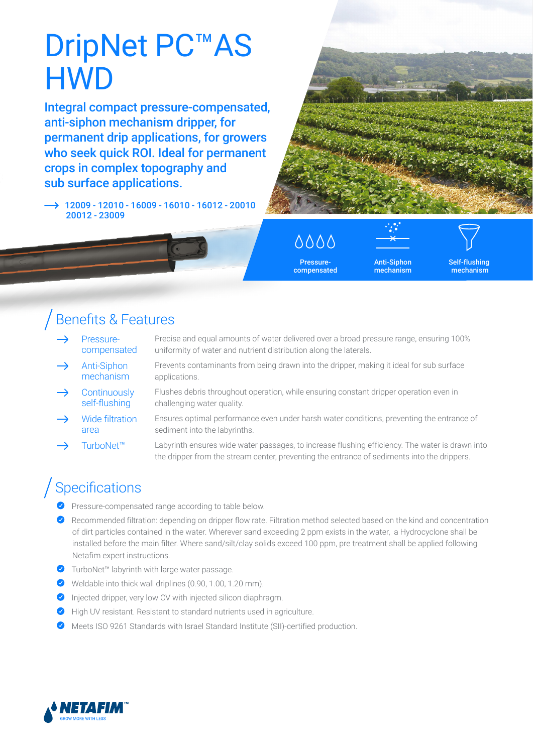# DripNet PC™ AS HWD

**Integral compact pressure-compensated, anti-siphon mechanism dripper, for permanent drip applications, for growers who seek quick ROI. Ideal for permanent crops in complex topography and sub surface applications.**

→ 12009 - 12010 - 16009 - 16010 - 16012 - 20010 20012 - 23009

Pressure-compensated | Anti-Siphon mechanism | Self-flushing mechanism

## Benefits & Features

- **Pressure-compensated** — Precise and equal amounts of water delivered over a broad pressure range, ensuring 100% uniformity of water and nutrient distribution along the laterals.
- **Anti-Siphon mechanism** — Prevents contaminants from being drawn into the dripper, making it ideal for sub surface applications.
- **Continuously self-flushing** — Flushes debris throughout operation, while ensuring constant dripper operation even in challenging water quality.
- **Wide filtration area** — Ensures optimal performance even under harsh water conditions, preventing the entrance of sediment into the labyrinths.
- **TurboNet™** — Labyrinth ensures wide water passages, to increase flushing efficiency. The water is drawn into the dripper from the stream center, preventing the entrance of sediments into the drippers.

## Specifications

- Pressure-compensated range according to table below.
- Recommended filtration: depending on dripper flow rate. Filtration method selected based on the kind and concentration of dirt particles contained in the water. Wherever sand exceeding 2 ppm exists in the water, a Hydrocyclone shall be installed before the main filter. Where sand/silt/clay solids exceed 100 ppm, pre treatment shall be applied following Netafim expert instructions.
- TurboNet™ labyrinth with large water passage.
- Weldable into thick wall driplines (0.90, 1.00, 1.20 mm).
- Injected dripper, very low CV with injected silicon diaphragm.
- High UV resistant. Resistant to standard nutrients used in agriculture.
- Meets ISO 9261 Standards with Israel Standard Institute (SII)-certified production.

NETAFIM™ GROW MORE WITH LESS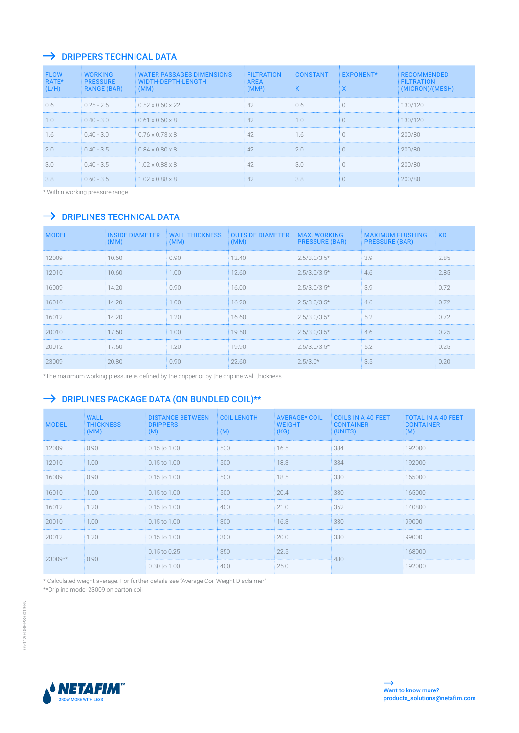## DRIPPERS TECHNICAL DATA

| FLOW RATE* (L/H) | WORKING PRESSURE RANGE (BAR) | WATER PASSAGES DIMENSIONS WIDTH-DEPTH-LENGTH (MM) | FILTRATION AREA (MM²) | CONSTANT K | EXPONENT* X | RECOMMENDED FILTRATION (MICRON)/(MESH) |
|---|---|---|---|---|---|---|
| 0.6 | 0.25 - 2.5 | 0.52 x 0.60 x 22 | 42 | 0.6 | 0 | 130/120 |
| 1.0 | 0.40 - 3.0 | 0.61 x 0.60 x 8 | 42 | 1.0 | 0 | 130/120 |
| 1.6 | 0.40 - 3.0 | 0.76 x 0.73 x 8 | 42 | 1.6 | 0 | 200/80 |
| 2.0 | 0.40 - 3.5 | 0.84 x 0.80 x 8 | 42 | 2.0 | 0 | 200/80 |
| 3.0 | 0.40 - 3.5 | 1.02 x 0.88 x 8 | 42 | 3.0 | 0 | 200/80 |
| 3.8 | 0.60 - 3.5 | 1.02 x 0.88 x 8 | 42 | 3.8 | 0 | 200/80 |

* Within working pressure range

## DRIPLINES TECHNICAL DATA

| MODEL | INSIDE DIAMETER (MM) | WALL THICKNESS (MM) | OUTSIDE DIAMETER (MM) | MAX. WORKING PRESSURE (BAR) | MAXIMUM FLUSHING PRESSURE (BAR) | KD |
|---|---|---|---|---|---|---|
| 12009 | 10.60 | 0.90 | 12.40 | 2.5/3.0/3.5* | 3.9 | 2.85 |
| 12010 | 10.60 | 1.00 | 12.60 | 2.5/3.0/3.5* | 4.6 | 2.85 |
| 16009 | 14.20 | 0.90 | 16.00 | 2.5/3.0/3.5* | 3.9 | 0.72 |
| 16010 | 14.20 | 1.00 | 16.20 | 2.5/3.0/3.5* | 4.6 | 0.72 |
| 16012 | 14.20 | 1.20 | 16.60 | 2.5/3.0/3.5* | 5.2 | 0.72 |
| 20010 | 17.50 | 1.00 | 19.50 | 2.5/3.0/3.5* | 4.6 | 0.25 |
| 20012 | 17.50 | 1.20 | 19.90 | 2.5/3.0/3.5* | 5.2 | 0.25 |
| 23009 | 20.80 | 0.90 | 22.60 | 2.5/3.0* | 3.5 | 0.20 |

*The maximum working pressure is defined by the dripper or by the dripline wall thickness

## DRIPLINES PACKAGE DATA (ON BUNDLED COIL)**

| MODEL | WALL THICKNESS (MM) | DISTANCE BETWEEN DRIPPERS (M) | COIL LENGTH (M) | AVERAGE* COIL WEIGHT (KG) | COILS IN A 40 FEET CONTAINER (UNITS) | TOTAL IN A 40 FEET CONTAINER (M) |
|---|---|---|---|---|---|---|
| 12009 | 0.90 | 0.15 to 1.00 | 500 | 16.5 | 384 | 192000 |
| 12010 | 1.00 | 0.15 to 1.00 | 500 | 18.3 | 384 | 192000 |
| 16009 | 0.90 | 0.15 to 1.00 | 500 | 18.5 | 330 | 165000 |
| 16010 | 1.00 | 0.15 to 1.00 | 500 | 20.4 | 330 | 165000 |
| 16012 | 1.20 | 0.15 to 1.00 | 400 | 21.0 | 352 | 140800 |
| 20010 | 1.00 | 0.15 to 1.00 | 300 | 16.3 | 330 | 99000 |
| 20012 | 1.20 | 0.15 to 1.00 | 300 | 20.0 | 330 | 99000 |
| 23009** | 0.90 | 0.15 to 0.25 | 350 | 22.5 | 480 | 168000 |
| | | 0.30 to 1.00 | 400 | 25.0 | | 192000 |

* Calculated weight average. For further details see "Average Coil Weight Disclaimer"
**Dripline model 23009 on carton coil

06-1120-DRP-PS-0013-EN

NETAFIM™ GROW MORE WITH LESS

Want to know more?
products_solutions@netafim.com